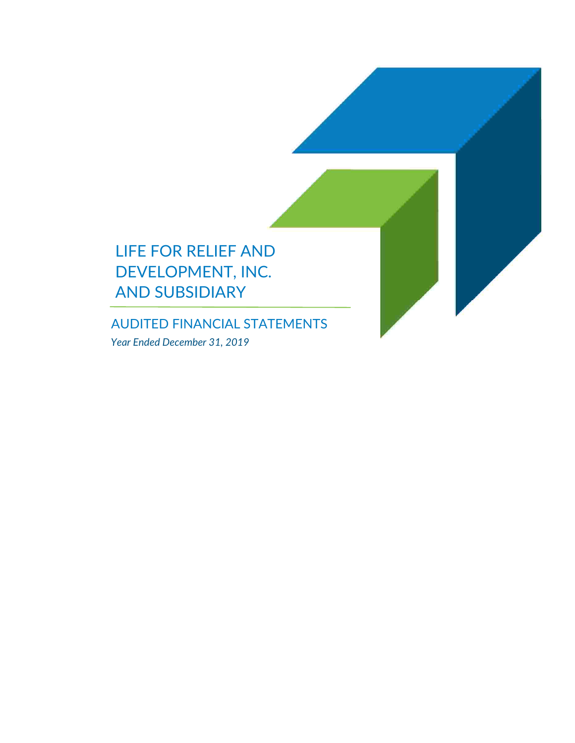# LIFE FOR RELIEF AND DEVELOPMENT, INC. AND SUBSIDIARY

## AUDITED FINANCIAL STATEMENTS

*Year Ended December 31, 2019*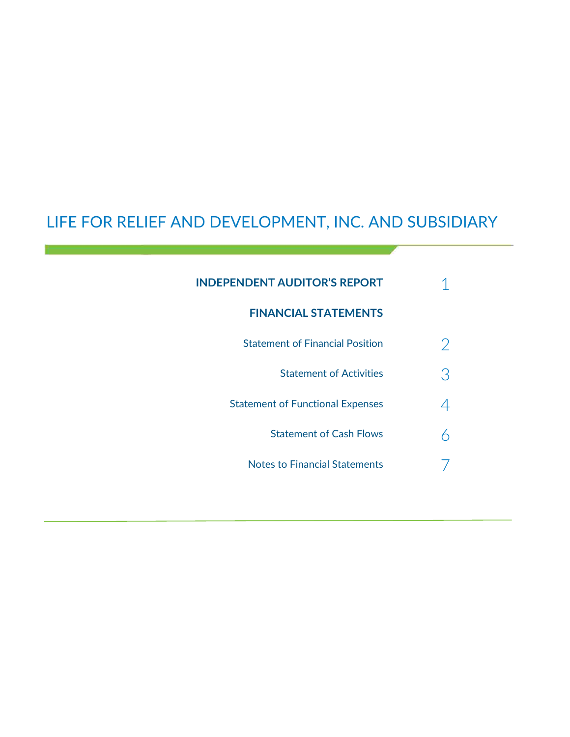# LIFE FOR RELIEF AND DEVELOPMENT, INC. AND SUBSIDIARY

| | |
|---|---|
| **INDEPENDENT AUDITOR'S REPORT** | 1 |
| **FINANCIAL STATEMENTS** | |
| Statement of Financial Position | 2 |
| Statement of Activities | 3 |
| Statement of Functional Expenses | 4 |
| Statement of Cash Flows | 6 |
| Notes to Financial Statements | 7 |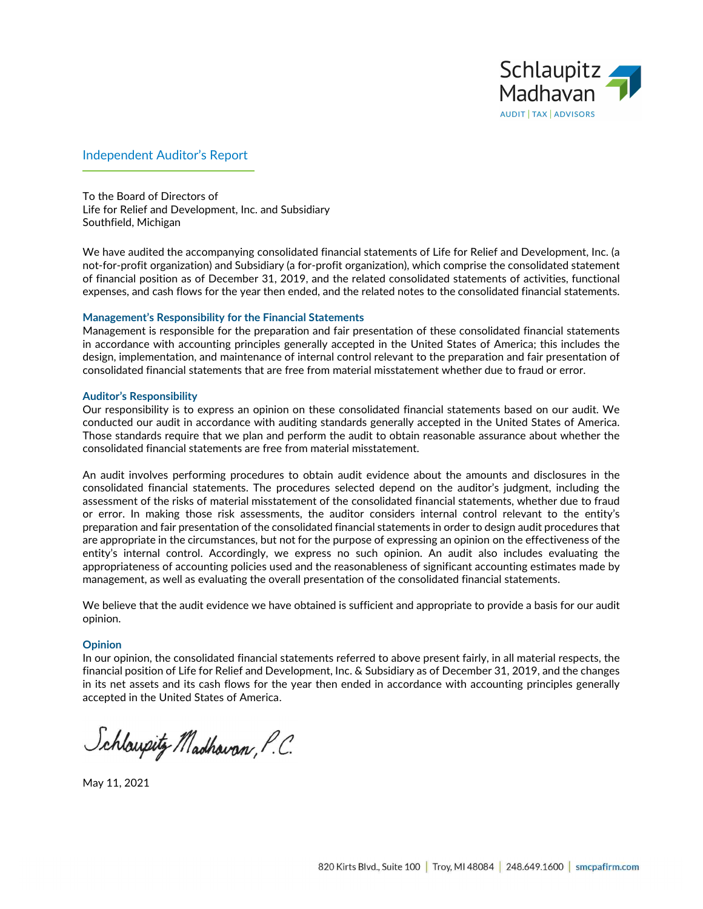Schlaupitz Madhavan
AUDIT | TAX | ADVISORS

## Independent Auditor's Report

To the Board of Directors of
Life for Relief and Development, Inc. and Subsidiary
Southfield, Michigan

We have audited the accompanying consolidated financial statements of Life for Relief and Development, Inc. (a not-for-profit organization) and Subsidiary (a for-profit organization), which comprise the consolidated statement of financial position as of December 31, 2019, and the related consolidated statements of activities, functional expenses, and cash flows for the year then ended, and the related notes to the consolidated financial statements.

### Management's Responsibility for the Financial Statements

Management is responsible for the preparation and fair presentation of these consolidated financial statements in accordance with accounting principles generally accepted in the United States of America; this includes the design, implementation, and maintenance of internal control relevant to the preparation and fair presentation of consolidated financial statements that are free from material misstatement whether due to fraud or error.

### Auditor's Responsibility

Our responsibility is to express an opinion on these consolidated financial statements based on our audit. We conducted our audit in accordance with auditing standards generally accepted in the United States of America. Those standards require that we plan and perform the audit to obtain reasonable assurance about whether the consolidated financial statements are free from material misstatement.

An audit involves performing procedures to obtain audit evidence about the amounts and disclosures in the consolidated financial statements. The procedures selected depend on the auditor's judgment, including the assessment of the risks of material misstatement of the consolidated financial statements, whether due to fraud or error. In making those risk assessments, the auditor considers internal control relevant to the entity's preparation and fair presentation of the consolidated financial statements in order to design audit procedures that are appropriate in the circumstances, but not for the purpose of expressing an opinion on the effectiveness of the entity's internal control. Accordingly, we express no such opinion. An audit also includes evaluating the appropriateness of accounting policies used and the reasonableness of significant accounting estimates made by management, as well as evaluating the overall presentation of the consolidated financial statements.

We believe that the audit evidence we have obtained is sufficient and appropriate to provide a basis for our audit opinion.

### Opinion

In our opinion, the consolidated financial statements referred to above present fairly, in all material respects, the financial position of Life for Relief and Development, Inc. & Subsidiary as of December 31, 2019, and the changes in its net assets and its cash flows for the year then ended in accordance with accounting principles generally accepted in the United States of America.

*Schlaupitz Madhavan, P.C.*

May 11, 2021

820 Kirts Blvd., Suite 100 | Troy, MI 48084 | 248.649.1600 | smcpafirm.com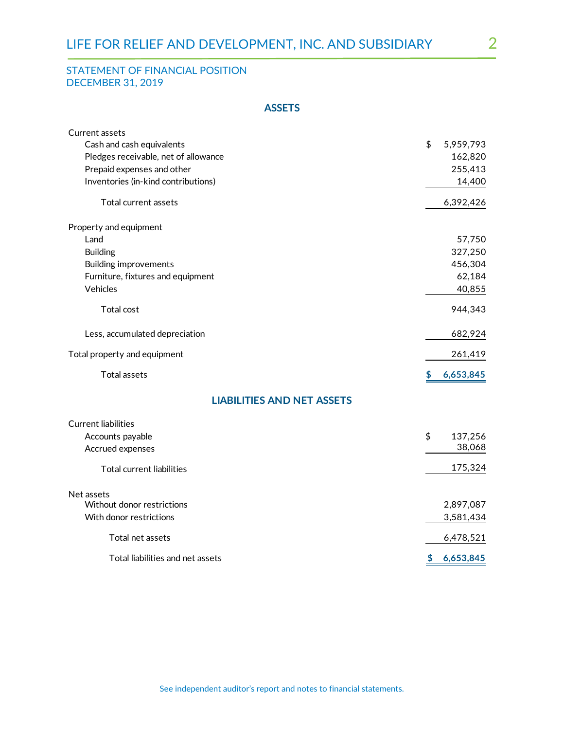## STATEMENT OF FINANCIAL POSITION
## DECEMBER 31, 2019

### ASSETS

| | |
|---|---|
| **Current assets** | |
| Cash and cash equivalents | $ 5,959,793 |
| Pledges receivable, net of allowance | 162,820 |
| Prepaid expenses and other | 255,413 |
| Inventories (in-kind contributions) | 14,400 |
| Total current assets | 6,392,426 |
| **Property and equipment** | |
| Land | 57,750 |
| Building | 327,250 |
| Building improvements | 456,304 |
| Furniture, fixtures and equipment | 62,184 |
| Vehicles | 40,855 |
| Total cost | 944,343 |
| Less, accumulated depreciation | 682,924 |
| Total property and equipment | 261,419 |
| Total assets | **$ 6,653,845** |

### LIABILITIES AND NET ASSETS

| | |
|---|---|
| **Current liabilities** | |
| Accounts payable | $ 137,256 |
| Accrued expenses | 38,068 |
| Total current liabilities | 175,324 |
| **Net assets** | |
| Without donor restrictions | 2,897,087 |
| With donor restrictions | 3,581,434 |
| Total net assets | 6,478,521 |
| Total liabilities and net assets | **$ 6,653,845** |

See independent auditor's report and notes to financial statements.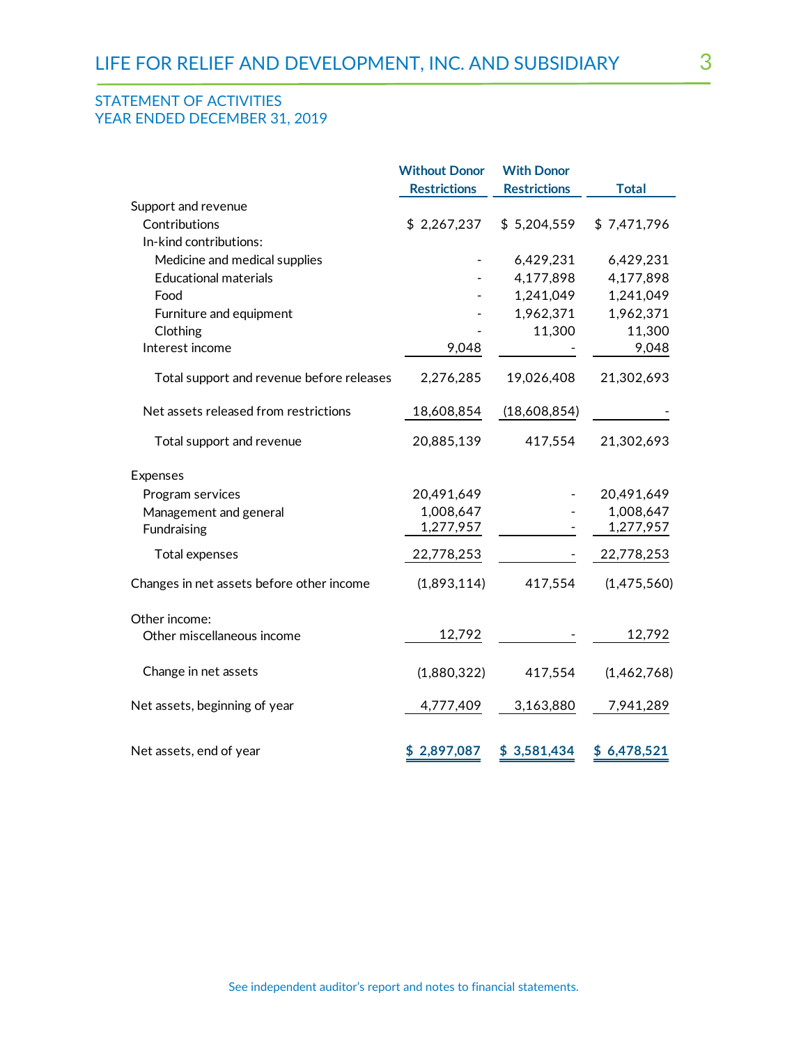## STATEMENT OF ACTIVITIES
## YEAR ENDED DECEMBER 31, 2019

| | Without Donor Restrictions | With Donor Restrictions | Total |
|---|---|---|---|
| Support and revenue | | | |
| Contributions | $ 2,267,237 | $ 5,204,559 | $ 7,471,796 |
| In-kind contributions: | | | |
| Medicine and medical supplies | - | 6,429,231 | 6,429,231 |
| Educational materials | - | 4,177,898 | 4,177,898 |
| Food | - | 1,241,049 | 1,241,049 |
| Furniture and equipment | - | 1,962,371 | 1,962,371 |
| Clothing | - | 11,300 | 11,300 |
| Interest income | 9,048 | - | 9,048 |
| Total support and revenue before releases | 2,276,285 | 19,026,408 | 21,302,693 |
| Net assets released from restrictions | 18,608,854 | (18,608,854) | - |
| Total support and revenue | 20,885,139 | 417,554 | 21,302,693 |
| Expenses | | | |
| Program services | 20,491,649 | - | 20,491,649 |
| Management and general | 1,008,647 | - | 1,008,647 |
| Fundraising | 1,277,957 | - | 1,277,957 |
| Total expenses | 22,778,253 | - | 22,778,253 |
| Changes in net assets before other income | (1,893,114) | 417,554 | (1,475,560) |
| Other income: | | | |
| Other miscellaneous income | 12,792 | - | 12,792 |
| Change in net assets | (1,880,322) | 417,554 | (1,462,768) |
| Net assets, beginning of year | 4,777,409 | 3,163,880 | 7,941,289 |
| Net assets, end of year | $ 2,897,087 | $ 3,581,434 | $ 6,478,521 |

See independent auditor's report and notes to financial statements.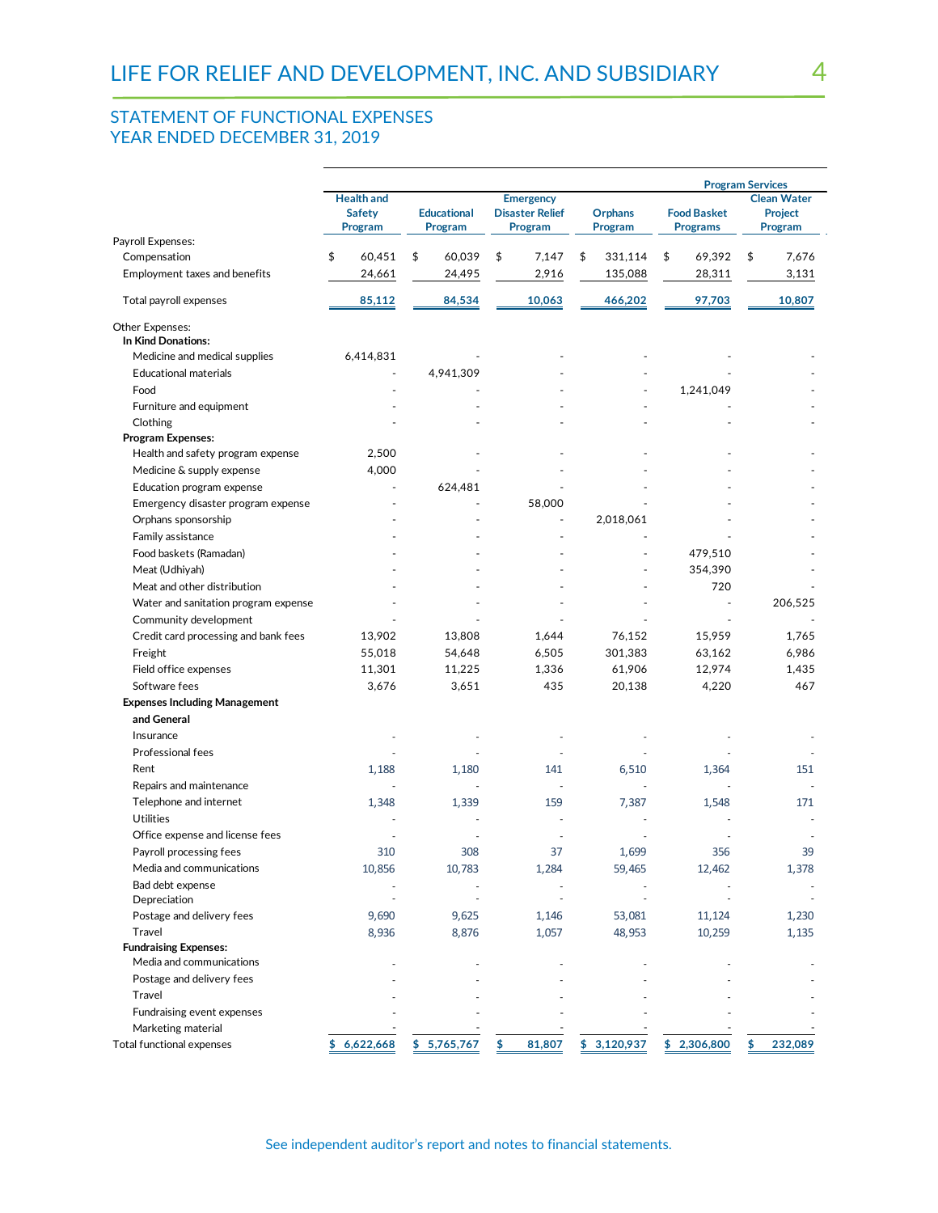# LIFE FOR RELIEF AND DEVELOPMENT, INC. AND SUBSIDIARY

## STATEMENT OF FUNCTIONAL EXPENSES
## YEAR ENDED DECEMBER 31, 2019

| | Program Services | | | | | |
|---|---|---|---|---|---|---|
| | Health and Safety Program | Educational Program | Emergency Disaster Relief Program | Orphans Program | Food Basket Programs | Clean Water Project Program |
| **Payroll Expenses:** | | | | | | |
| Compensation | $ 60,451 | $ 60,039 | $ 7,147 | $ 331,114 | $ 69,392 | $ 7,676 |
| Employment taxes and benefits | 24,661 | 24,495 | 2,916 | 135,088 | 28,311 | 3,131 |
| Total payroll expenses | 85,112 | 84,534 | 10,063 | 466,202 | 97,703 | 10,807 |
| **Other Expenses:** | | | | | | |
| **In Kind Donations:** | | | | | | |
| Medicine and medical supplies | 6,414,831 | - | - | - | - | - |
| Educational materials | - | 4,941,309 | - | - | - | - |
| Food | - | - | - | - | 1,241,049 | - |
| Furniture and equipment | - | - | - | - | - | - |
| Clothing | - | - | - | - | - | - |
| **Program Expenses:** | | | | | | |
| Health and safety program expense | 2,500 | - | - | - | - | - |
| Medicine & supply expense | 4,000 | - | - | - | - | - |
| Education program expense | - | 624,481 | - | - | - | - |
| Emergency disaster program expense | - | - | 58,000 | - | - | - |
| Orphans sponsorship | - | - | - | 2,018,061 | - | - |
| Family assistance | - | - | - | - | - | - |
| Food baskets (Ramadan) | - | - | - | - | 479,510 | - |
| Meat (Udhiyah) | - | - | - | - | 354,390 | - |
| Meat and other distribution | - | - | - | - | 720 | - |
| Water and sanitation program expense | - | - | - | - | - | 206,525 |
| Community development | - | - | - | - | - | - |
| Credit card processing and bank fees | 13,902 | 13,808 | 1,644 | 76,152 | 15,959 | 1,765 |
| Freight | 55,018 | 54,648 | 6,505 | 301,383 | 63,162 | 6,986 |
| Field office expenses | 11,301 | 11,225 | 1,336 | 61,906 | 12,974 | 1,435 |
| Software fees | 3,676 | 3,651 | 435 | 20,138 | 4,220 | 467 |
| **Expenses Including Management and General** | | | | | | |
| Insurance | - | - | - | - | - | - |
| Professional fees | - | - | - | - | - | - |
| Rent | 1,188 | 1,180 | 141 | 6,510 | 1,364 | 151 |
| Repairs and maintenance | - | - | - | - | - | - |
| Telephone and internet | 1,348 | 1,339 | 159 | 7,387 | 1,548 | 171 |
| Utilities | - | - | - | - | - | - |
| Office expense and license fees | - | - | - | - | - | - |
| Payroll processing fees | 310 | 308 | 37 | 1,699 | 356 | 39 |
| Media and communications | 10,856 | 10,783 | 1,284 | 59,465 | 12,462 | 1,378 |
| Bad debt expense | - | - | - | - | - | - |
| Depreciation | - | - | - | - | - | - |
| Postage and delivery fees | 9,690 | 9,625 | 1,146 | 53,081 | 11,124 | 1,230 |
| Travel | 8,936 | 8,876 | 1,057 | 48,953 | 10,259 | 1,135 |
| **Fundraising Expenses:** | | | | | | |
| Media and communications | - | - | - | - | - | - |
| Postage and delivery fees | - | - | - | - | - | - |
| Travel | - | - | - | - | - | - |
| Fundraising event expenses | - | - | - | - | - | - |
| Marketing material | - | - | - | - | - | - |
| Total functional expenses | $ 6,622,668 | $ 5,765,767 | $ 81,807 | $ 3,120,937 | $ 2,306,800 | $ 232,089 |

See independent auditor's report and notes to financial statements.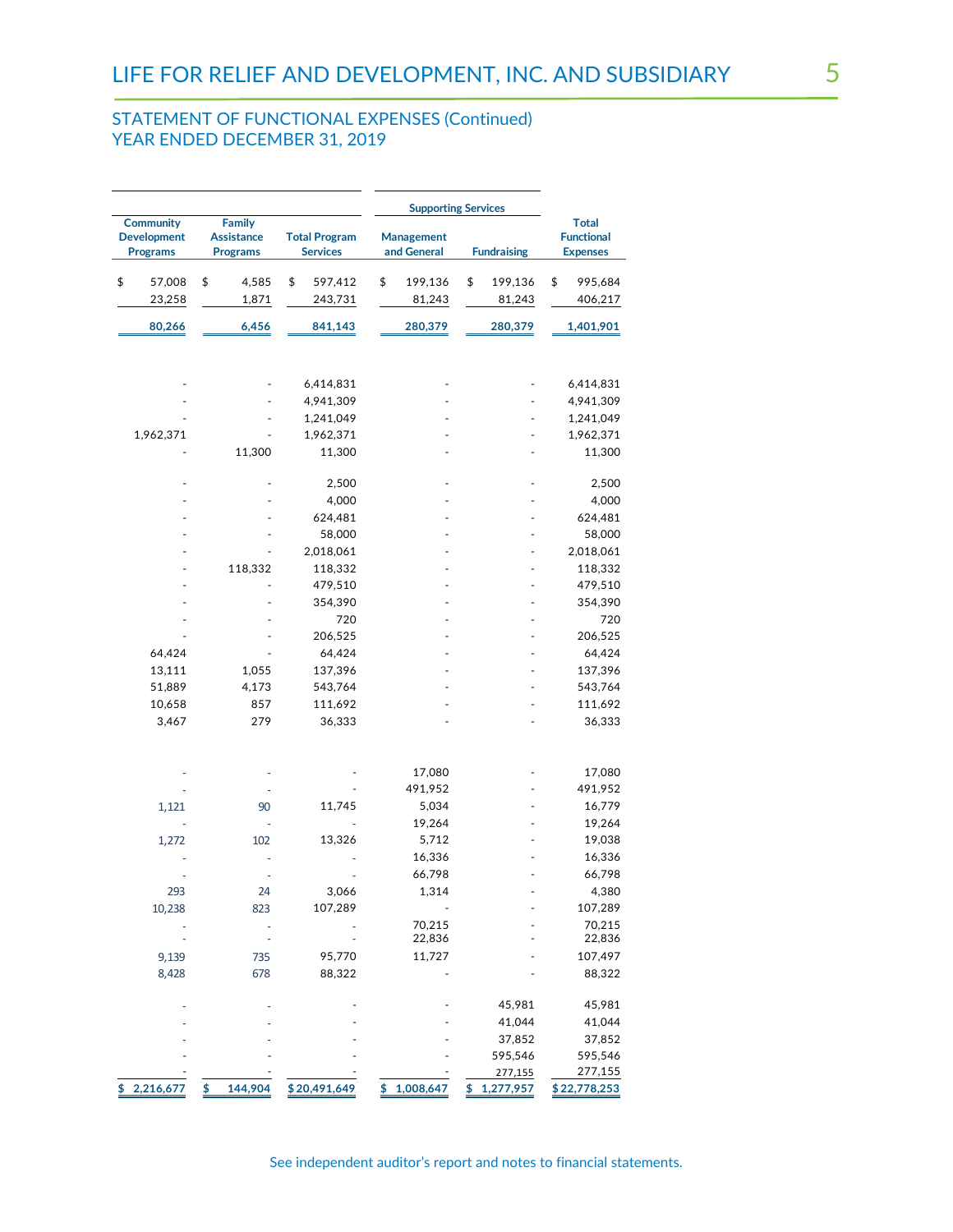# LIFE FOR RELIEF AND DEVELOPMENT, INC. AND SUBSIDIARY

## STATEMENT OF FUNCTIONAL EXPENSES (Continued)
## YEAR ENDED DECEMBER 31, 2019

| | | | Supporting Services | | |
|---|---|---|---|---|---|
| Community Development Programs | Family Assistance Programs | Total Program Services | Management and General | Fundraising | Total Functional Expenses |
| $ 57,008 | $ 4,585 | $ 597,412 | $ 199,136 | $ 199,136 | $ 995,684 |
| 23,258 | 1,871 | 243,731 | 81,243 | 81,243 | 406,217 |
| 80,266 | 6,456 | 841,143 | 280,379 | 280,379 | 1,401,901 |
| | | | | | |
| - | - | 6,414,831 | - | - | 6,414,831 |
| - | - | 4,941,309 | - | - | 4,941,309 |
| - | - | 1,241,049 | - | - | 1,241,049 |
| 1,962,371 | - | 1,962,371 | - | - | 1,962,371 |
| - | 11,300 | 11,300 | - | - | 11,300 |
| - | - | 2,500 | - | - | 2,500 |
| - | - | 4,000 | - | - | 4,000 |
| - | - | 624,481 | - | - | 624,481 |
| - | - | 58,000 | - | - | 58,000 |
| - | - | 2,018,061 | - | - | 2,018,061 |
| - | 118,332 | 118,332 | - | - | 118,332 |
| - | - | 479,510 | - | - | 479,510 |
| - | - | 354,390 | - | - | 354,390 |
| - | - | 720 | - | - | 720 |
| - | - | 206,525 | - | - | 206,525 |
| 64,424 | - | 64,424 | - | - | 64,424 |
| 13,111 | 1,055 | 137,396 | - | - | 137,396 |
| 51,889 | 4,173 | 543,764 | - | - | 543,764 |
| 10,658 | 857 | 111,692 | - | - | 111,692 |
| 3,467 | 279 | 36,333 | - | - | 36,333 |
| | | | | | |
| - | - | - | 17,080 | - | 17,080 |
| - | - | - | 491,952 | - | 491,952 |
| 1,121 | 90 | 11,745 | 5,034 | - | 16,779 |
| - | - | - | 19,264 | - | 19,264 |
| 1,272 | 102 | 13,326 | 5,712 | - | 19,038 |
| - | - | - | 16,336 | - | 16,336 |
| - | - | - | 66,798 | - | 66,798 |
| 293 | 24 | 3,066 | 1,314 | - | 4,380 |
| 10,238 | 823 | 107,289 | - | - | 107,289 |
| - | - | - | 70,215 | - | 70,215 |
| - | - | - | 22,836 | - | 22,836 |
| 9,139 | 735 | 95,770 | 11,727 | - | 107,497 |
| 8,428 | 678 | 88,322 | - | - | 88,322 |
| - | - | - | - | 45,981 | 45,981 |
| - | - | - | - | 41,044 | 41,044 |
| - | - | - | - | 37,852 | 37,852 |
| - | - | - | - | 595,546 | 595,546 |
| - | - | - | - | 277,155 | 277,155 |
| $ 2,216,677 | $ 144,904 | $ 20,491,649 | $ 1,008,647 | $ 1,277,957 | $ 22,778,253 |

See independent auditor's report and notes to financial statements.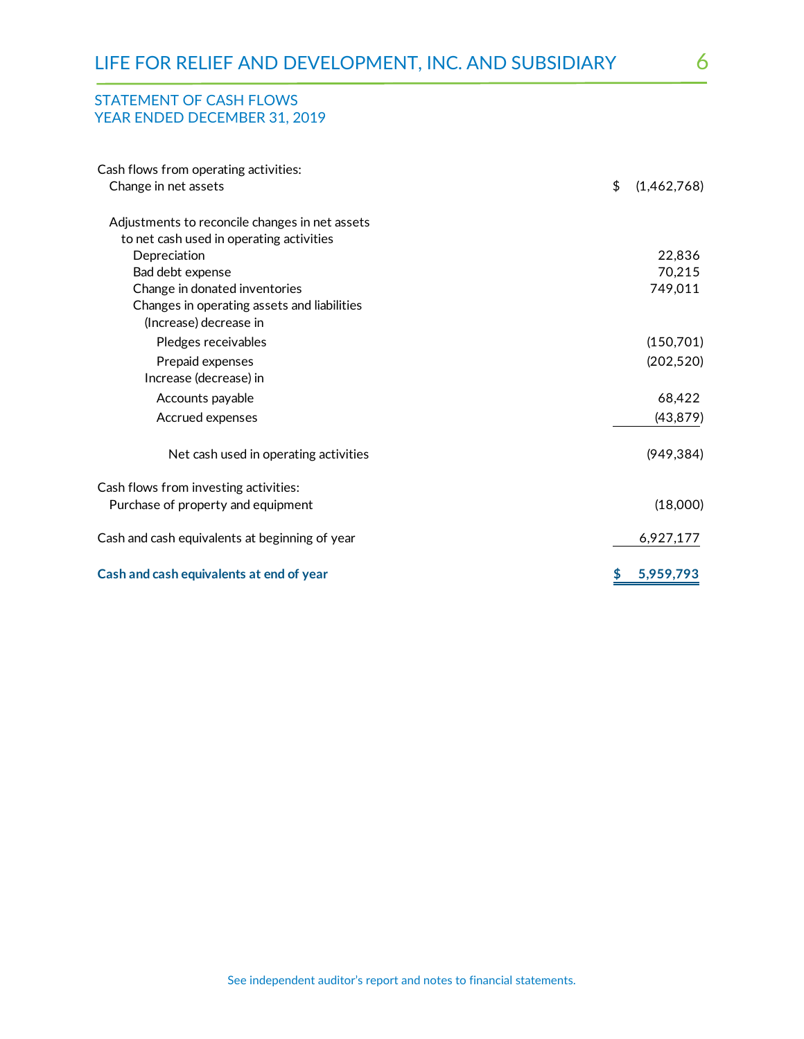# LIFE FOR RELIEF AND DEVELOPMENT, INC. AND SUBSIDIARY

## STATEMENT OF CASH FLOWS
## YEAR ENDED DECEMBER 31, 2019

| | |
|---|---|
| Cash flows from operating activities: | |
| Change in net assets | $ (1,462,768) |
| Adjustments to reconcile changes in net assets to net cash used in operating activities | |
| Depreciation | 22,836 |
| Bad debt expense | 70,215 |
| Change in donated inventories | 749,011 |
| Changes in operating assets and liabilities | |
| (Increase) decrease in | |
| Pledges receivables | (150,701) |
| Prepaid expenses | (202,520) |
| Increase (decrease) in | |
| Accounts payable | 68,422 |
| Accrued expenses | (43,879) |
| Net cash used in operating activities | (949,384) |
| Cash flows from investing activities: | |
| Purchase of property and equipment | (18,000) |
| Cash and cash equivalents at beginning of year | 6,927,177 |
| **Cash and cash equivalents at end of year** | **$ 5,959,793** |

See independent auditor's report and notes to financial statements.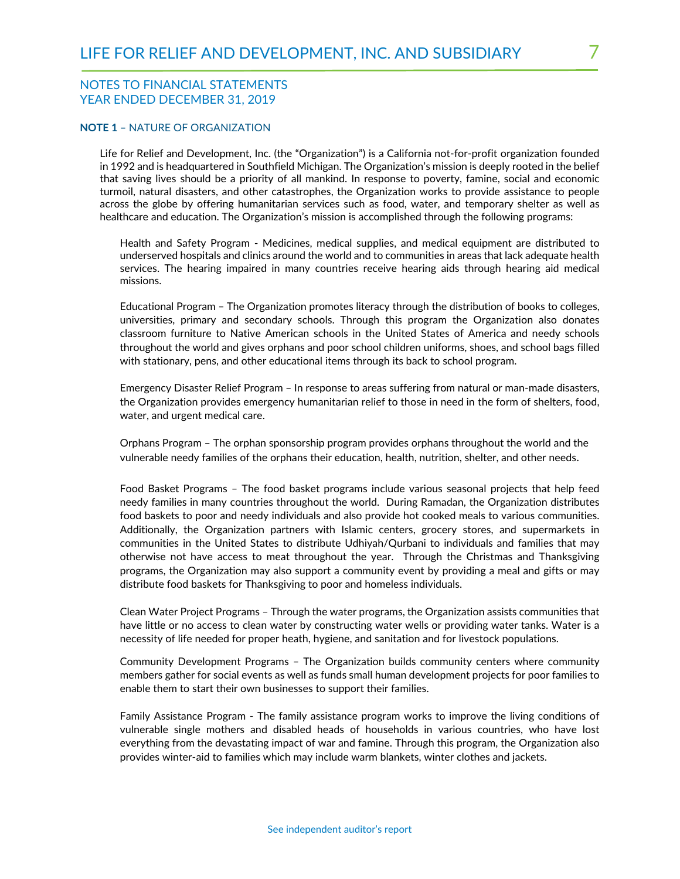## NOTES TO FINANCIAL STATEMENTS
## YEAR ENDED DECEMBER 31, 2019

### NOTE 1 – NATURE OF ORGANIZATION

Life for Relief and Development, Inc. (the "Organization") is a California not-for-profit organization founded in 1992 and is headquartered in Southfield Michigan. The Organization's mission is deeply rooted in the belief that saving lives should be a priority of all mankind. In response to poverty, famine, social and economic turmoil, natural disasters, and other catastrophes, the Organization works to provide assistance to people across the globe by offering humanitarian services such as food, water, and temporary shelter as well as healthcare and education. The Organization's mission is accomplished through the following programs:

Health and Safety Program - Medicines, medical supplies, and medical equipment are distributed to underserved hospitals and clinics around the world and to communities in areas that lack adequate health services. The hearing impaired in many countries receive hearing aids through hearing aid medical missions.

Educational Program – The Organization promotes literacy through the distribution of books to colleges, universities, primary and secondary schools. Through this program the Organization also donates classroom furniture to Native American schools in the United States of America and needy schools throughout the world and gives orphans and poor school children uniforms, shoes, and school bags filled with stationary, pens, and other educational items through its back to school program.

Emergency Disaster Relief Program – In response to areas suffering from natural or man-made disasters, the Organization provides emergency humanitarian relief to those in need in the form of shelters, food, water, and urgent medical care.

Orphans Program – The orphan sponsorship program provides orphans throughout the world and the vulnerable needy families of the orphans their education, health, nutrition, shelter, and other needs.

Food Basket Programs – The food basket programs include various seasonal projects that help feed needy families in many countries throughout the world. During Ramadan, the Organization distributes food baskets to poor and needy individuals and also provide hot cooked meals to various communities. Additionally, the Organization partners with Islamic centers, grocery stores, and supermarkets in communities in the United States to distribute Udhiyah/Qurbani to individuals and families that may otherwise not have access to meat throughout the year. Through the Christmas and Thanksgiving programs, the Organization may also support a community event by providing a meal and gifts or may distribute food baskets for Thanksgiving to poor and homeless individuals.

Clean Water Project Programs – Through the water programs, the Organization assists communities that have little or no access to clean water by constructing water wells or providing water tanks. Water is a necessity of life needed for proper heath, hygiene, and sanitation and for livestock populations.

Community Development Programs – The Organization builds community centers where community members gather for social events as well as funds small human development projects for poor families to enable them to start their own businesses to support their families.

Family Assistance Program - The family assistance program works to improve the living conditions of vulnerable single mothers and disabled heads of households in various countries, who have lost everything from the devastating impact of war and famine. Through this program, the Organization also provides winter-aid to families which may include warm blankets, winter clothes and jackets.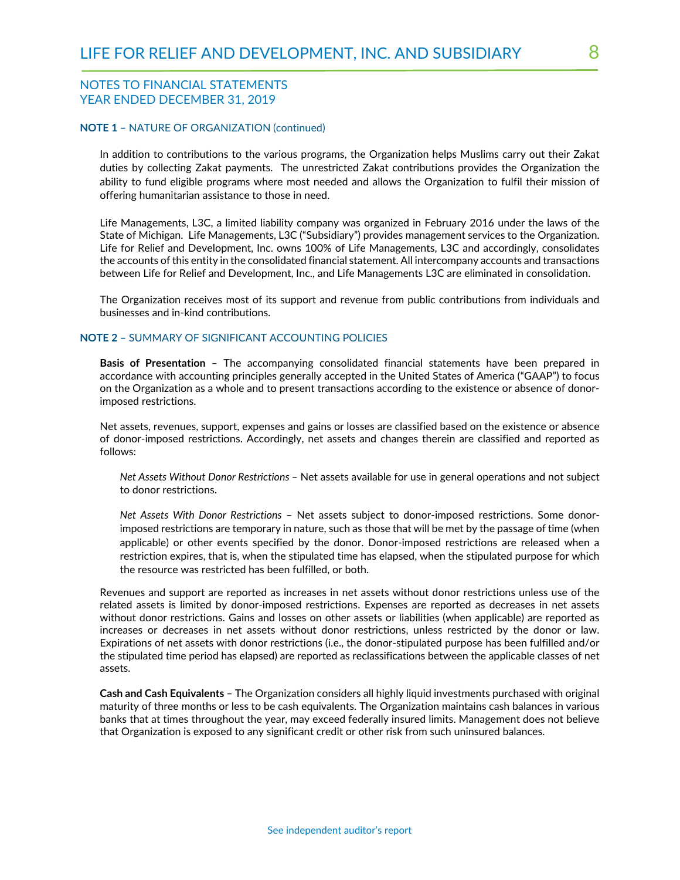## NOTES TO FINANCIAL STATEMENTS
## YEAR ENDED DECEMBER 31, 2019

**NOTE 1 –** NATURE OF ORGANIZATION (continued)

In addition to contributions to the various programs, the Organization helps Muslims carry out their Zakat duties by collecting Zakat payments. The unrestricted Zakat contributions provides the Organization the ability to fund eligible programs where most needed and allows the Organization to fulfil their mission of offering humanitarian assistance to those in need.

Life Managements, L3C, a limited liability company was organized in February 2016 under the laws of the State of Michigan. Life Managements, L3C ("Subsidiary") provides management services to the Organization. Life for Relief and Development, Inc. owns 100% of Life Managements, L3C and accordingly, consolidates the accounts of this entity in the consolidated financial statement. All intercompany accounts and transactions between Life for Relief and Development, Inc., and Life Managements L3C are eliminated in consolidation.

The Organization receives most of its support and revenue from public contributions from individuals and businesses and in-kind contributions.

**NOTE 2 –** SUMMARY OF SIGNIFICANT ACCOUNTING POLICIES

**Basis of Presentation** – The accompanying consolidated financial statements have been prepared in accordance with accounting principles generally accepted in the United States of America ("GAAP") to focus on the Organization as a whole and to present transactions according to the existence or absence of donor-imposed restrictions.

Net assets, revenues, support, expenses and gains or losses are classified based on the existence or absence of donor-imposed restrictions. Accordingly, net assets and changes therein are classified and reported as follows:

*Net Assets Without Donor Restrictions* – Net assets available for use in general operations and not subject to donor restrictions.

*Net Assets With Donor Restrictions* – Net assets subject to donor-imposed restrictions. Some donor-imposed restrictions are temporary in nature, such as those that will be met by the passage of time (when applicable) or other events specified by the donor. Donor-imposed restrictions are released when a restriction expires, that is, when the stipulated time has elapsed, when the stipulated purpose for which the resource was restricted has been fulfilled, or both.

Revenues and support are reported as increases in net assets without donor restrictions unless use of the related assets is limited by donor-imposed restrictions. Expenses are reported as decreases in net assets without donor restrictions. Gains and losses on other assets or liabilities (when applicable) are reported as increases or decreases in net assets without donor restrictions, unless restricted by the donor or law. Expirations of net assets with donor restrictions (i.e., the donor-stipulated purpose has been fulfilled and/or the stipulated time period has elapsed) are reported as reclassifications between the applicable classes of net assets.

**Cash and Cash Equivalents** – The Organization considers all highly liquid investments purchased with original maturity of three months or less to be cash equivalents. The Organization maintains cash balances in various banks that at times throughout the year, may exceed federally insured limits. Management does not believe that Organization is exposed to any significant credit or other risk from such uninsured balances.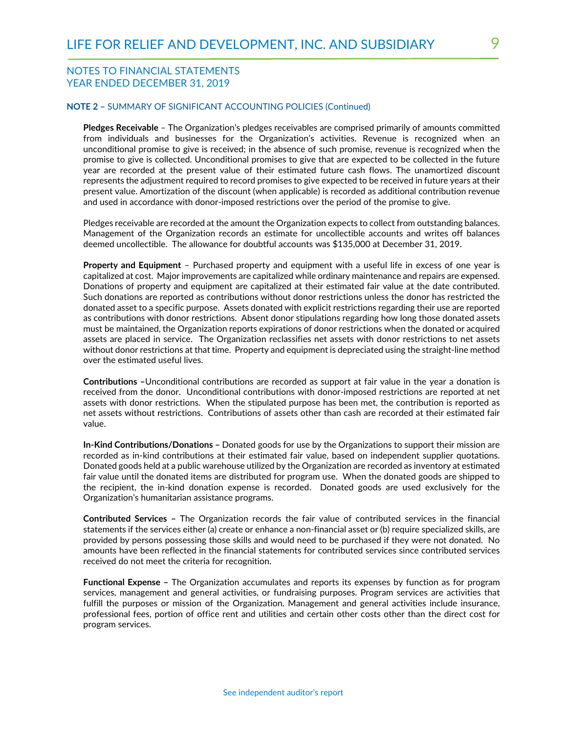NOTES TO FINANCIAL STATEMENTS
YEAR ENDED DECEMBER 31, 2019

**NOTE 2 –** SUMMARY OF SIGNIFICANT ACCOUNTING POLICIES (Continued)

**Pledges Receivable** – The Organization's pledges receivables are comprised primarily of amounts committed from individuals and businesses for the Organization's activities. Revenue is recognized when an unconditional promise to give is received; in the absence of such promise, revenue is recognized when the promise to give is collected. Unconditional promises to give that are expected to be collected in the future year are recorded at the present value of their estimated future cash flows. The unamortized discount represents the adjustment required to record promises to give expected to be received in future years at their present value. Amortization of the discount (when applicable) is recorded as additional contribution revenue and used in accordance with donor-imposed restrictions over the period of the promise to give.

Pledges receivable are recorded at the amount the Organization expects to collect from outstanding balances. Management of the Organization records an estimate for uncollectible accounts and writes off balances deemed uncollectible. The allowance for doubtful accounts was $135,000 at December 31, 2019.

**Property and Equipment** – Purchased property and equipment with a useful life in excess of one year is capitalized at cost. Major improvements are capitalized while ordinary maintenance and repairs are expensed. Donations of property and equipment are capitalized at their estimated fair value at the date contributed. Such donations are reported as contributions without donor restrictions unless the donor has restricted the donated asset to a specific purpose. Assets donated with explicit restrictions regarding their use are reported as contributions with donor restrictions. Absent donor stipulations regarding how long those donated assets must be maintained, the Organization reports expirations of donor restrictions when the donated or acquired assets are placed in service. The Organization reclassifies net assets with donor restrictions to net assets without donor restrictions at that time. Property and equipment is depreciated using the straight-line method over the estimated useful lives.

**Contributions –**Unconditional contributions are recorded as support at fair value in the year a donation is received from the donor. Unconditional contributions with donor-imposed restrictions are reported at net assets with donor restrictions. When the stipulated purpose has been met, the contribution is reported as net assets without restrictions. Contributions of assets other than cash are recorded at their estimated fair value.

**In-Kind Contributions/Donations –** Donated goods for use by the Organizations to support their mission are recorded as in-kind contributions at their estimated fair value, based on independent supplier quotations. Donated goods held at a public warehouse utilized by the Organization are recorded as inventory at estimated fair value until the donated items are distributed for program use. When the donated goods are shipped to the recipient, the in-kind donation expense is recorded. Donated goods are used exclusively for the Organization's humanitarian assistance programs.

**Contributed Services –** The Organization records the fair value of contributed services in the financial statements if the services either (a) create or enhance a non-financial asset or (b) require specialized skills, are provided by persons possessing those skills and would need to be purchased if they were not donated. No amounts have been reflected in the financial statements for contributed services since contributed services received do not meet the criteria for recognition.

**Functional Expense –** The Organization accumulates and reports its expenses by function as for program services, management and general activities, or fundraising purposes. Program services are activities that fulfill the purposes or mission of the Organization. Management and general activities include insurance, professional fees, portion of office rent and utilities and certain other costs other than the direct cost for program services.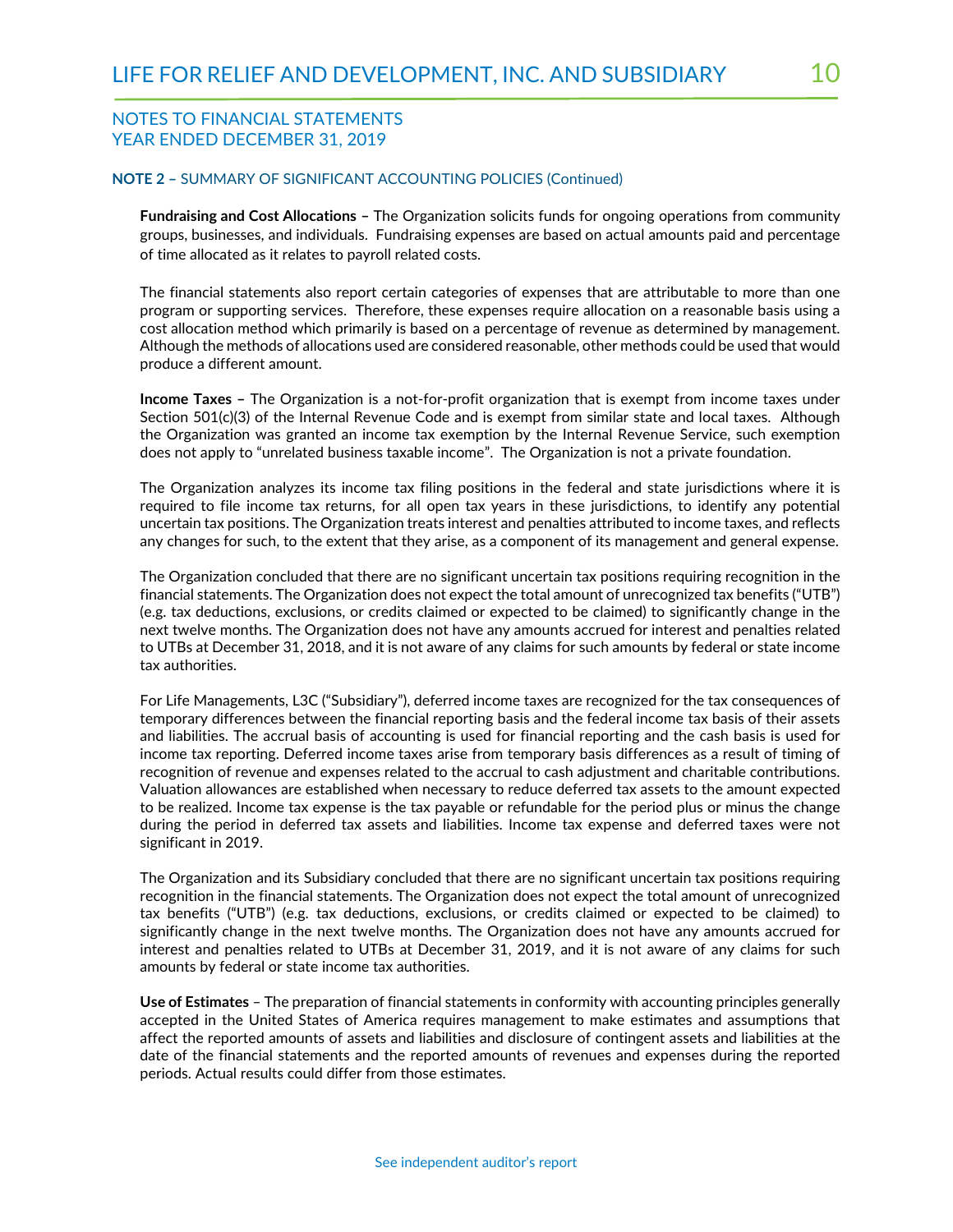NOTES TO FINANCIAL STATEMENTS
YEAR ENDED DECEMBER 31, 2019

**NOTE 2 –** SUMMARY OF SIGNIFICANT ACCOUNTING POLICIES (Continued)

**Fundraising and Cost Allocations –** The Organization solicits funds for ongoing operations from community groups, businesses, and individuals. Fundraising expenses are based on actual amounts paid and percentage of time allocated as it relates to payroll related costs.

The financial statements also report certain categories of expenses that are attributable to more than one program or supporting services. Therefore, these expenses require allocation on a reasonable basis using a cost allocation method which primarily is based on a percentage of revenue as determined by management. Although the methods of allocations used are considered reasonable, other methods could be used that would produce a different amount.

**Income Taxes –** The Organization is a not-for-profit organization that is exempt from income taxes under Section 501(c)(3) of the Internal Revenue Code and is exempt from similar state and local taxes. Although the Organization was granted an income tax exemption by the Internal Revenue Service, such exemption does not apply to "unrelated business taxable income". The Organization is not a private foundation.

The Organization analyzes its income tax filing positions in the federal and state jurisdictions where it is required to file income tax returns, for all open tax years in these jurisdictions, to identify any potential uncertain tax positions. The Organization treats interest and penalties attributed to income taxes, and reflects any changes for such, to the extent that they arise, as a component of its management and general expense.

The Organization concluded that there are no significant uncertain tax positions requiring recognition in the financial statements. The Organization does not expect the total amount of unrecognized tax benefits ("UTB") (e.g. tax deductions, exclusions, or credits claimed or expected to be claimed) to significantly change in the next twelve months. The Organization does not have any amounts accrued for interest and penalties related to UTBs at December 31, 2018, and it is not aware of any claims for such amounts by federal or state income tax authorities.

For Life Managements, L3C ("Subsidiary"), deferred income taxes are recognized for the tax consequences of temporary differences between the financial reporting basis and the federal income tax basis of their assets and liabilities. The accrual basis of accounting is used for financial reporting and the cash basis is used for income tax reporting. Deferred income taxes arise from temporary basis differences as a result of timing of recognition of revenue and expenses related to the accrual to cash adjustment and charitable contributions. Valuation allowances are established when necessary to reduce deferred tax assets to the amount expected to be realized. Income tax expense is the tax payable or refundable for the period plus or minus the change during the period in deferred tax assets and liabilities. Income tax expense and deferred taxes were not significant in 2019.

The Organization and its Subsidiary concluded that there are no significant uncertain tax positions requiring recognition in the financial statements. The Organization does not expect the total amount of unrecognized tax benefits ("UTB") (e.g. tax deductions, exclusions, or credits claimed or expected to be claimed) to significantly change in the next twelve months. The Organization does not have any amounts accrued for interest and penalties related to UTBs at December 31, 2019, and it is not aware of any claims for such amounts by federal or state income tax authorities.

**Use of Estimates** – The preparation of financial statements in conformity with accounting principles generally accepted in the United States of America requires management to make estimates and assumptions that affect the reported amounts of assets and liabilities and disclosure of contingent assets and liabilities at the date of the financial statements and the reported amounts of revenues and expenses during the reported periods. Actual results could differ from those estimates.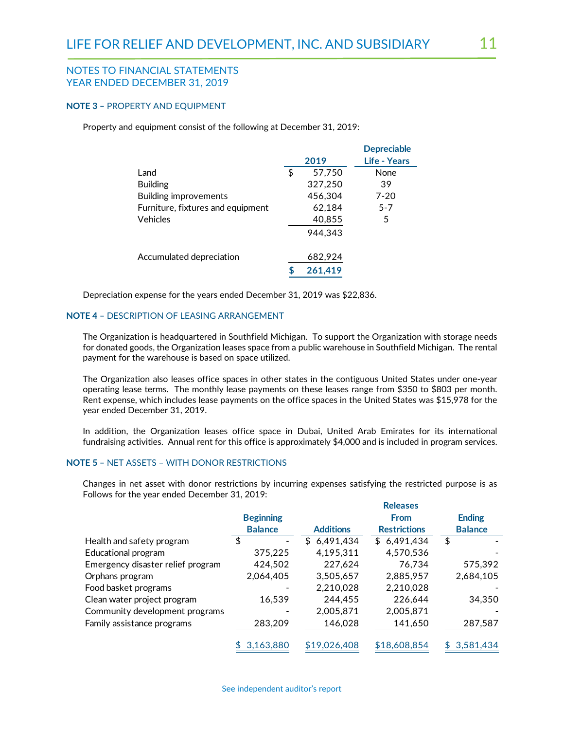NOTES TO FINANCIAL STATEMENTS
YEAR ENDED DECEMBER 31, 2019

### NOTE 3 – PROPERTY AND EQUIPMENT

Property and equipment consist of the following at December 31, 2019:

| | 2019 | Depreciable Life - Years |
|---|---|---|
| Land | $ 57,750 | None |
| Building | 327,250 | 39 |
| Building improvements | 456,304 | 7-20 |
| Furniture, fixtures and equipment | 62,184 | 5-7 |
| Vehicles | 40,855 | 5 |
| | 944,343 | |
| Accumulated depreciation | 682,924 | |
| | **$ 261,419** | |

Depreciation expense for the years ended December 31, 2019 was $22,836.

### NOTE 4 – DESCRIPTION OF LEASING ARRANGEMENT

The Organization is headquartered in Southfield Michigan. To support the Organization with storage needs for donated goods, the Organization leases space from a public warehouse in Southfield Michigan. The rental payment for the warehouse is based on space utilized.

The Organization also leases office spaces in other states in the contiguous United States under one-year operating lease terms. The monthly lease payments on these leases range from $350 to $803 per month. Rent expense, which includes lease payments on the office spaces in the United States was $15,978 for the year ended December 31, 2019.

In addition, the Organization leases office space in Dubai, United Arab Emirates for its international fundraising activities. Annual rent for this office is approximately $4,000 and is included in program services.

### NOTE 5 – NET ASSETS – WITH DONOR RESTRICTIONS

Changes in net asset with donor restrictions by incurring expenses satisfying the restricted purpose is as Follows for the year ended December 31, 2019:

| | Beginning Balance | Additions | Releases From Restrictions | Ending Balance |
|---|---|---|---|---|
| Health and safety program | $ - | $ 6,491,434 | $ 6,491,434 | $ - |
| Educational program | 375,225 | 4,195,311 | 4,570,536 | - |
| Emergency disaster relief program | 424,502 | 227,624 | 76,734 | 575,392 |
| Orphans program | 2,064,405 | 3,505,657 | 2,885,957 | 2,684,105 |
| Food basket programs | - | 2,210,028 | 2,210,028 | - |
| Clean water project program | 16,539 | 244,455 | 226,644 | 34,350 |
| Community development programs | - | 2,005,871 | 2,005,871 | - |
| Family assistance programs | 283,209 | 146,028 | 141,650 | 287,587 |
| | $ 3,163,880 | $19,026,408 | $18,608,854 | $ 3,581,434 |

See independent auditor's report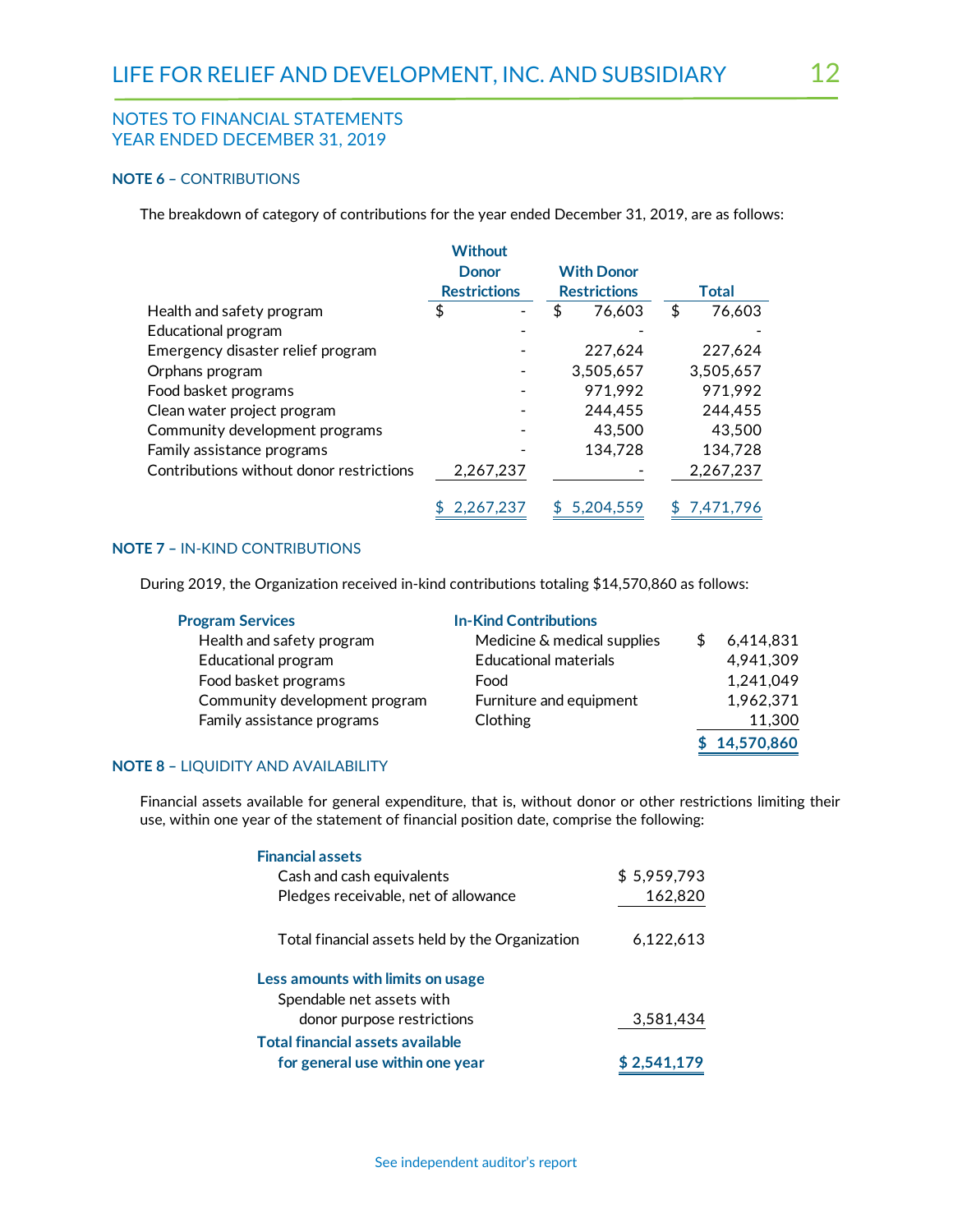## NOTES TO FINANCIAL STATEMENTS
## YEAR ENDED DECEMBER 31, 2019

### NOTE 6 – CONTRIBUTIONS

The breakdown of category of contributions for the year ended December 31, 2019, are as follows:

| | Without Donor Restrictions | With Donor Restrictions | Total |
|---|---|---|---|
| Health and safety program | $ - | $ 76,603 | $ 76,603 |
| Educational program | - | - | - |
| Emergency disaster relief program | - | 227,624 | 227,624 |
| Orphans program | - | 3,505,657 | 3,505,657 |
| Food basket programs | - | 971,992 | 971,992 |
| Clean water project program | - | 244,455 | 244,455 |
| Community development programs | - | 43,500 | 43,500 |
| Family assistance programs | - | 134,728 | 134,728 |
| Contributions without donor restrictions | 2,267,237 | - | 2,267,237 |
| | $ 2,267,237 | $ 5,204,559 | $ 7,471,796 |

### NOTE 7 – IN-KIND CONTRIBUTIONS

During 2019, the Organization received in-kind contributions totaling $14,570,860 as follows:

| Program Services | In-Kind Contributions | |
|---|---|---|
| Health and safety program | Medicine & medical supplies | $ 6,414,831 |
| Educational program | Educational materials | 4,941,309 |
| Food basket programs | Food | 1,241,049 |
| Community development program | Furniture and equipment | 1,962,371 |
| Family assistance programs | Clothing | 11,300 |
| | | **$ 14,570,860** |

### NOTE 8 – LIQUIDITY AND AVAILABILITY

Financial assets available for general expenditure, that is, without donor or other restrictions limiting their use, within one year of the statement of financial position date, comprise the following:

| | |
|---|---|
| **Financial assets** | |
| Cash and cash equivalents | $ 5,959,793 |
| Pledges receivable, net of allowance | 162,820 |
| Total financial assets held by the Organization | 6,122,613 |
| **Less amounts with limits on usage** | |
| Spendable net assets with donor purpose restrictions | 3,581,434 |
| **Total financial assets available for general use within one year** | **$ 2,541,179** |

See independent auditor's report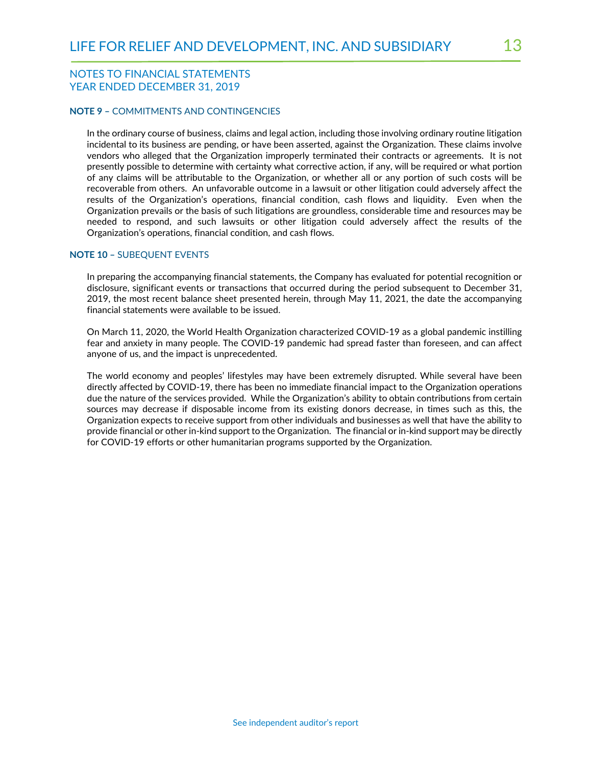NOTES TO FINANCIAL STATEMENTS
YEAR ENDED DECEMBER 31, 2019

**NOTE 9 –** COMMITMENTS AND CONTINGENCIES

In the ordinary course of business, claims and legal action, including those involving ordinary routine litigation incidental to its business are pending, or have been asserted, against the Organization. These claims involve vendors who alleged that the Organization improperly terminated their contracts or agreements. It is not presently possible to determine with certainty what corrective action, if any, will be required or what portion of any claims will be attributable to the Organization, or whether all or any portion of such costs will be recoverable from others. An unfavorable outcome in a lawsuit or other litigation could adversely affect the results of the Organization's operations, financial condition, cash flows and liquidity. Even when the Organization prevails or the basis of such litigations are groundless, considerable time and resources may be needed to respond, and such lawsuits or other litigation could adversely affect the results of the Organization's operations, financial condition, and cash flows.

**NOTE 10 –** SUBEQUENT EVENTS

In preparing the accompanying financial statements, the Company has evaluated for potential recognition or disclosure, significant events or transactions that occurred during the period subsequent to December 31, 2019, the most recent balance sheet presented herein, through May 11, 2021, the date the accompanying financial statements were available to be issued.

On March 11, 2020, the World Health Organization characterized COVID-19 as a global pandemic instilling fear and anxiety in many people. The COVID-19 pandemic had spread faster than foreseen, and can affect anyone of us, and the impact is unprecedented.

The world economy and peoples' lifestyles may have been extremely disrupted. While several have been directly affected by COVID-19, there has been no immediate financial impact to the Organization operations due the nature of the services provided. While the Organization's ability to obtain contributions from certain sources may decrease if disposable income from its existing donors decrease, in times such as this, the Organization expects to receive support from other individuals and businesses as well that have the ability to provide financial or other in-kind support to the Organization. The financial or in-kind support may be directly for COVID-19 efforts or other humanitarian programs supported by the Organization.

See independent auditor's report